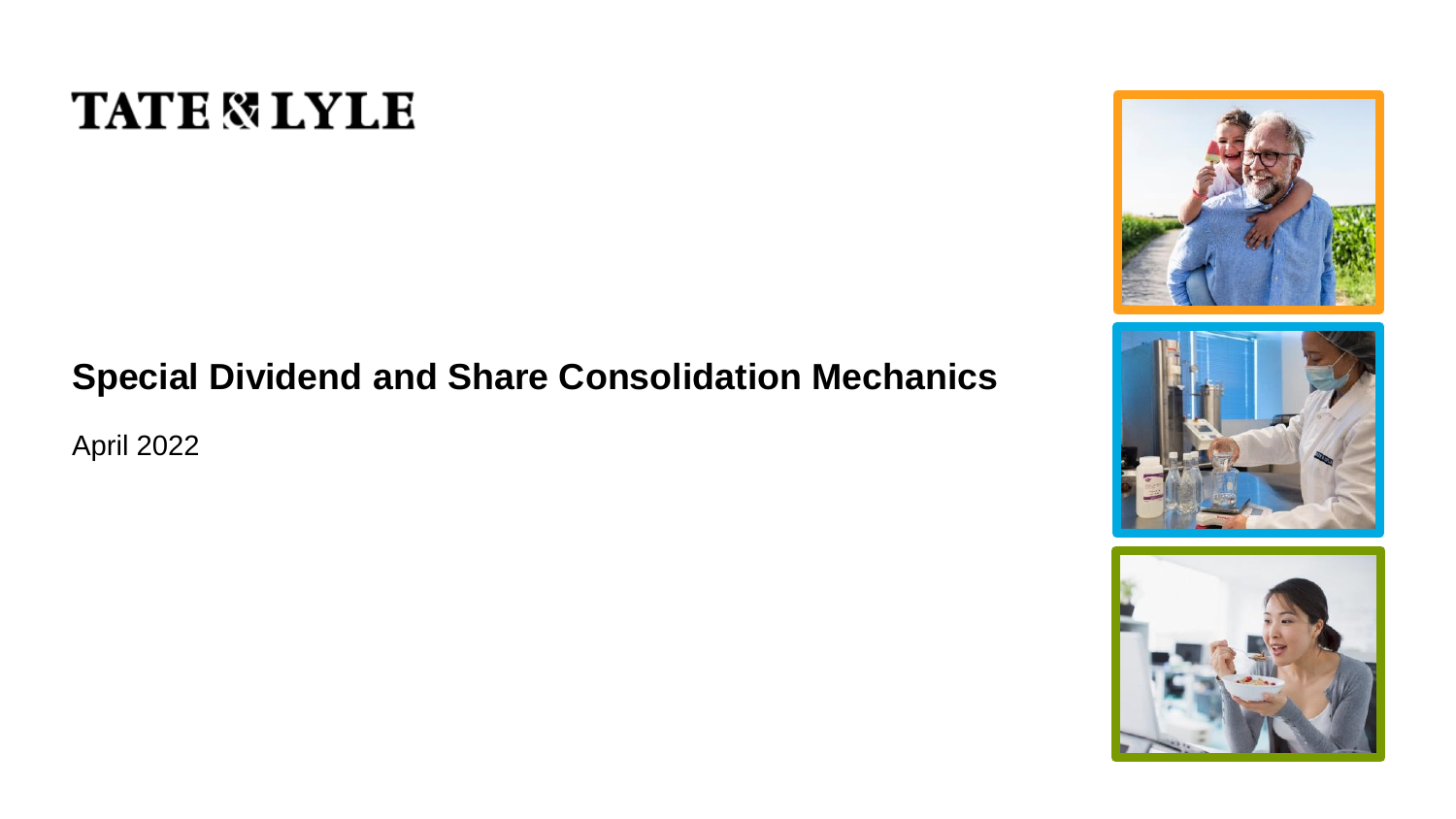TATE & LYLE

# Special Dividend and Share Consolidation Mechanics

April 2022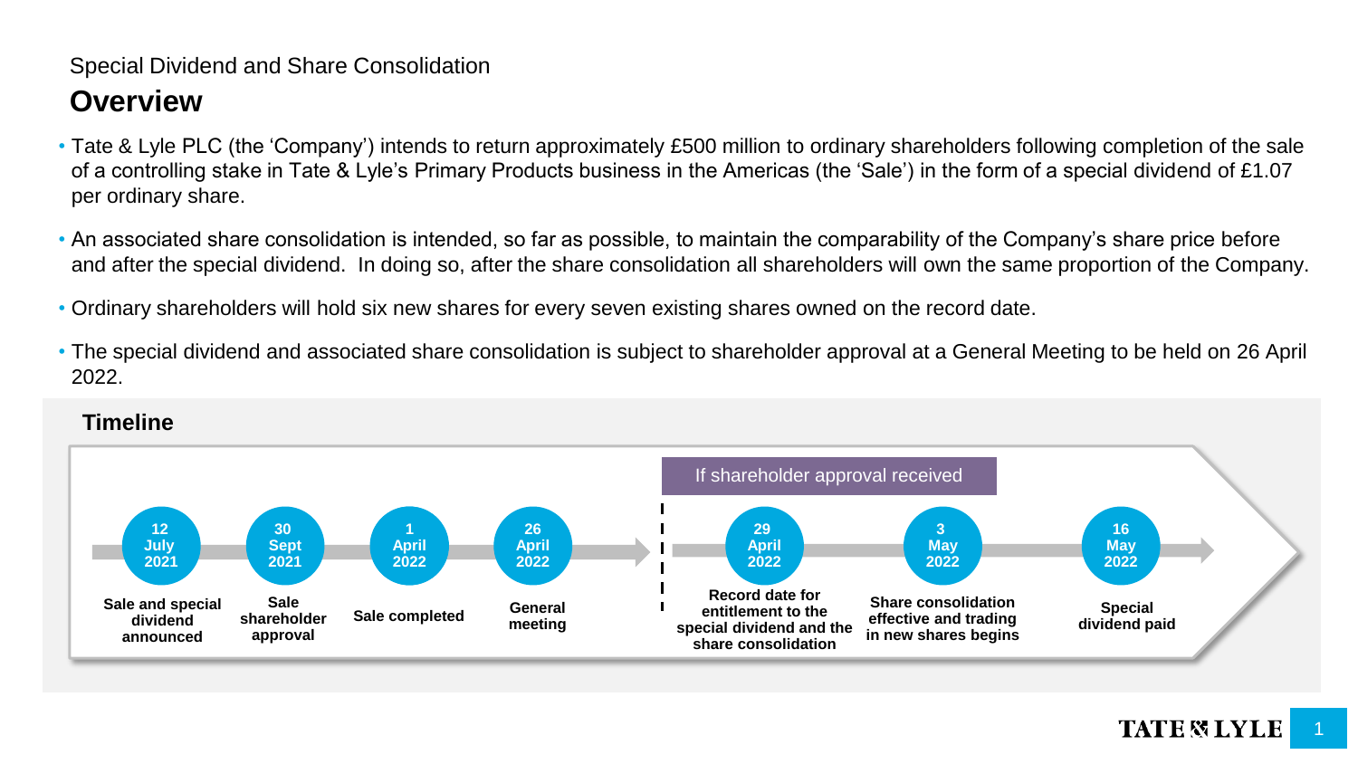Special Dividend and Share Consolidation

# Overview

- Tate & Lyle PLC (the 'Company') intends to return approximately £500 million to ordinary shareholders following completion of the sale of a controlling stake in Tate & Lyle's Primary Products business in the Americas (the 'Sale') in the form of a special dividend of £1.07 per ordinary share.
- An associated share consolidation is intended, so far as possible, to maintain the comparability of the Company's share price before and after the special dividend. In doing so, after the share consolidation all shareholders will own the same proportion of the Company.
- Ordinary shareholders will hold six new shares for every seven existing shares owned on the record date.
- The special dividend and associated share consolidation is subject to shareholder approval at a General Meeting to be held on 26 April 2022.

## Timeline

| Date | Event |
|---|---|
| 12 July 2021 | Sale and special dividend announced |
| 30 Sept 2021 | Sale shareholder approval |
| 1 April 2022 | Sale completed |
| 26 April 2022 | General meeting |

If shareholder approval received

| Date | Event |
|---|---|
| 29 April 2022 | Record date for entitlement to the special dividend and the share consolidation |
| 3 May 2022 | Share consolidation effective and trading in new shares begins |
| 16 May 2022 | Special dividend paid |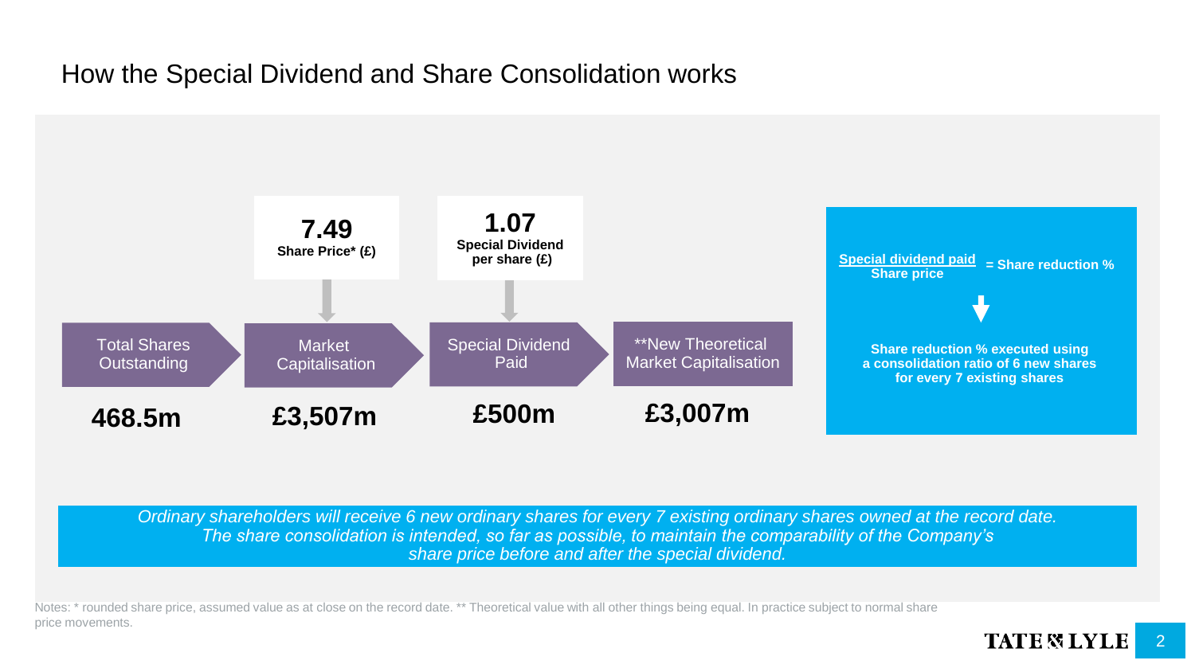# How the Special Dividend and Share Consolidation works

| Total Shares Outstanding | Market Capitalisation | Special Dividend Paid | **New Theoretical Market Capitalisation |
|---|---|---|---|
| | 7.49 Share Price* (£) | 1.07 Special Dividend per share (£) | |
| 468.5m | £3,507m | £500m | £3,007m |

$$\frac{\text{Special dividend paid}}{\text{Share price}} = \text{Share reduction \%}$$

**Share reduction % executed using a consolidation ratio of 6 new shares for every 7 existing shares**

*Ordinary shareholders will receive 6 new ordinary shares for every 7 existing ordinary shares owned at the record date. The share consolidation is intended, so far as possible, to maintain the comparability of the Company's share price before and after the special dividend.*

Notes: * rounded share price, assumed value as at close on the record date. ** Theoretical value with all other things being equal. In practice subject to normal share price movements.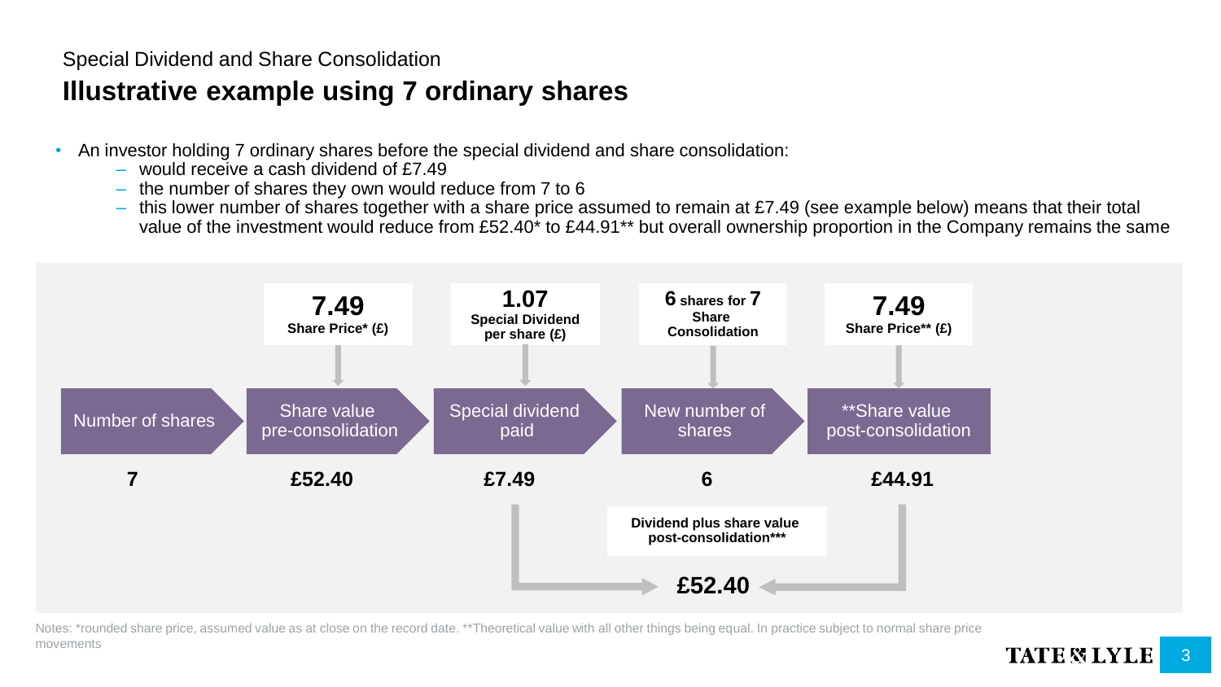Special Dividend and Share Consolidation

# Illustrative example using 7 ordinary shares

- An investor holding 7 ordinary shares before the special dividend and share consolidation:
  - would receive a cash dividend of £7.49
  - the number of shares they own would reduce from 7 to 6
  - this lower number of shares together with a share price assumed to remain at £7.49 (see example below) means that their total value of the investment would reduce from £52.40* to £44.91** but overall ownership proportion in the Company remains the same

| Number of shares | Share value pre-consolidation | Special dividend paid | New number of shares | **Share value post-consolidation |
|---|---|---|---|---|
| | **7.49** Share Price* (£) | **1.07** Special Dividend per share (£) | **6** shares for **7** Share Consolidation | **7.49** Share Price** (£) |
| **7** | **£52.40** | **£7.49** | **6** | **£44.91** |

**Dividend plus share value post-consolidation*****

**£52.40**

Notes: *rounded share price, assumed value as at close on the record date. **Theoretical value with all other things being equal. In practice subject to normal share price movements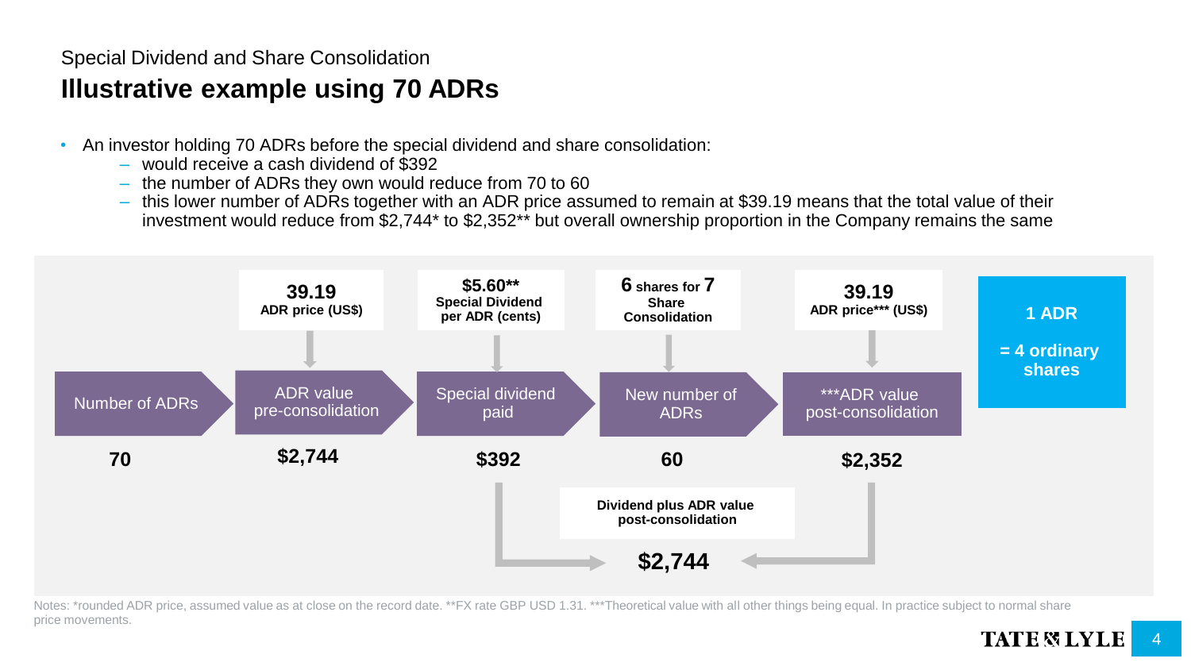Special Dividend and Share Consolidation

# Illustrative example using 70 ADRs

- An investor holding 70 ADRs before the special dividend and share consolidation:
  - would receive a cash dividend of $392
  - the number of ADRs they own would reduce from 70 to 60
  - this lower number of ADRs together with an ADR price assumed to remain at $39.19 means that the total value of their investment would reduce from $2,744* to $2,352** but overall ownership proportion in the Company remains the same

| | **39.19** ADR price (US$) | **$5.60**** Special Dividend per ADR (cents) | **6** shares for **7** Share Consolidation | **39.19** ADR price*** (US$) |
|---|---|---|---|---|
| Number of ADRs | ADR value pre-consolidation | Special dividend paid | New number of ADRs | ***ADR value post-consolidation |
| **70** | **$2,744** | **$392** | **60** | **$2,352** |

**1 ADR = 4 ordinary shares**

**Dividend plus ADR value post-consolidation**

**$2,744**

Notes: *rounded ADR price, assumed value as at close on the record date. **FX rate GBP USD 1.31. ***Theoretical value with all other things being equal. In practice subject to normal share price movements.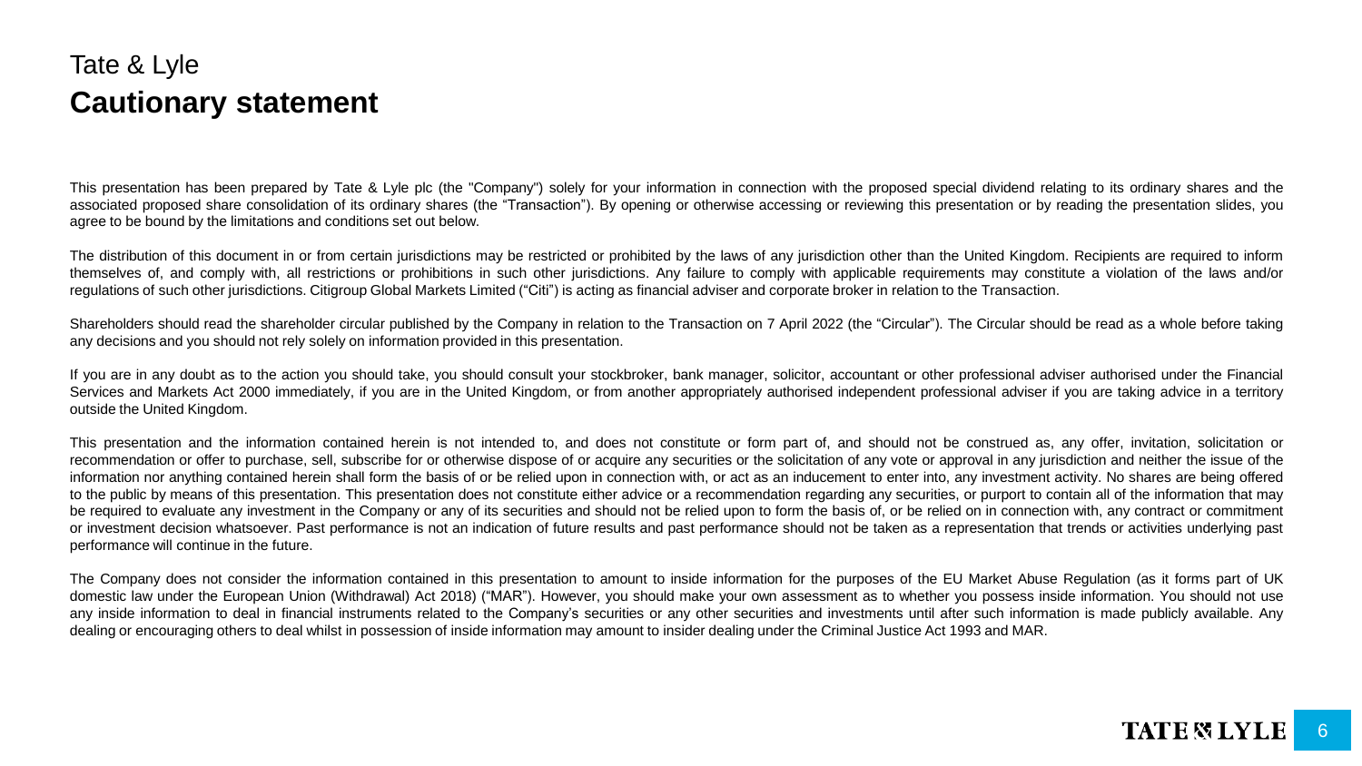Tate & Lyle

# Cautionary statement

This presentation has been prepared by Tate & Lyle plc (the "Company") solely for your information in connection with the proposed special dividend relating to its ordinary shares and the associated proposed share consolidation of its ordinary shares (the "Transaction"). By opening or otherwise accessing or reviewing this presentation or by reading the presentation slides, you agree to be bound by the limitations and conditions set out below.

The distribution of this document in or from certain jurisdictions may be restricted or prohibited by the laws of any jurisdiction other than the United Kingdom. Recipients are required to inform themselves of, and comply with, all restrictions or prohibitions in such other jurisdictions. Any failure to comply with applicable requirements may constitute a violation of the laws and/or regulations of such other jurisdictions. Citigroup Global Markets Limited ("Citi") is acting as financial adviser and corporate broker in relation to the Transaction.

Shareholders should read the shareholder circular published by the Company in relation to the Transaction on 7 April 2022 (the "Circular"). The Circular should be read as a whole before taking any decisions and you should not rely solely on information provided in this presentation.

If you are in any doubt as to the action you should take, you should consult your stockbroker, bank manager, solicitor, accountant or other professional adviser authorised under the Financial Services and Markets Act 2000 immediately, if you are in the United Kingdom, or from another appropriately authorised independent professional adviser if you are taking advice in a territory outside the United Kingdom.

This presentation and the information contained herein is not intended to, and does not constitute or form part of, and should not be construed as, any offer, invitation, solicitation or recommendation or offer to purchase, sell, subscribe for or otherwise dispose of or acquire any securities or the solicitation of any vote or approval in any jurisdiction and neither the issue of the information nor anything contained herein shall form the basis of or be relied upon in connection with, or act as an inducement to enter into, any investment activity. No shares are being offered to the public by means of this presentation. This presentation does not constitute either advice or a recommendation regarding any securities, or purport to contain all of the information that may be required to evaluate any investment in the Company or any of its securities and should not be relied upon to form the basis of, or be relied on in connection with, any contract or commitment or investment decision whatsoever. Past performance is not an indication of future results and past performance should not be taken as a representation that trends or activities underlying past performance will continue in the future.

The Company does not consider the information contained in this presentation to amount to inside information for the purposes of the EU Market Abuse Regulation (as it forms part of UK domestic law under the European Union (Withdrawal) Act 2018) ("MAR"). However, you should make your own assessment as to whether you possess inside information. You should not use any inside information to deal in financial instruments related to the Company's securities or any other securities and investments until after such information is made publicly available. Any dealing or encouraging others to deal whilst in possession of inside information may amount to insider dealing under the Criminal Justice Act 1993 and MAR.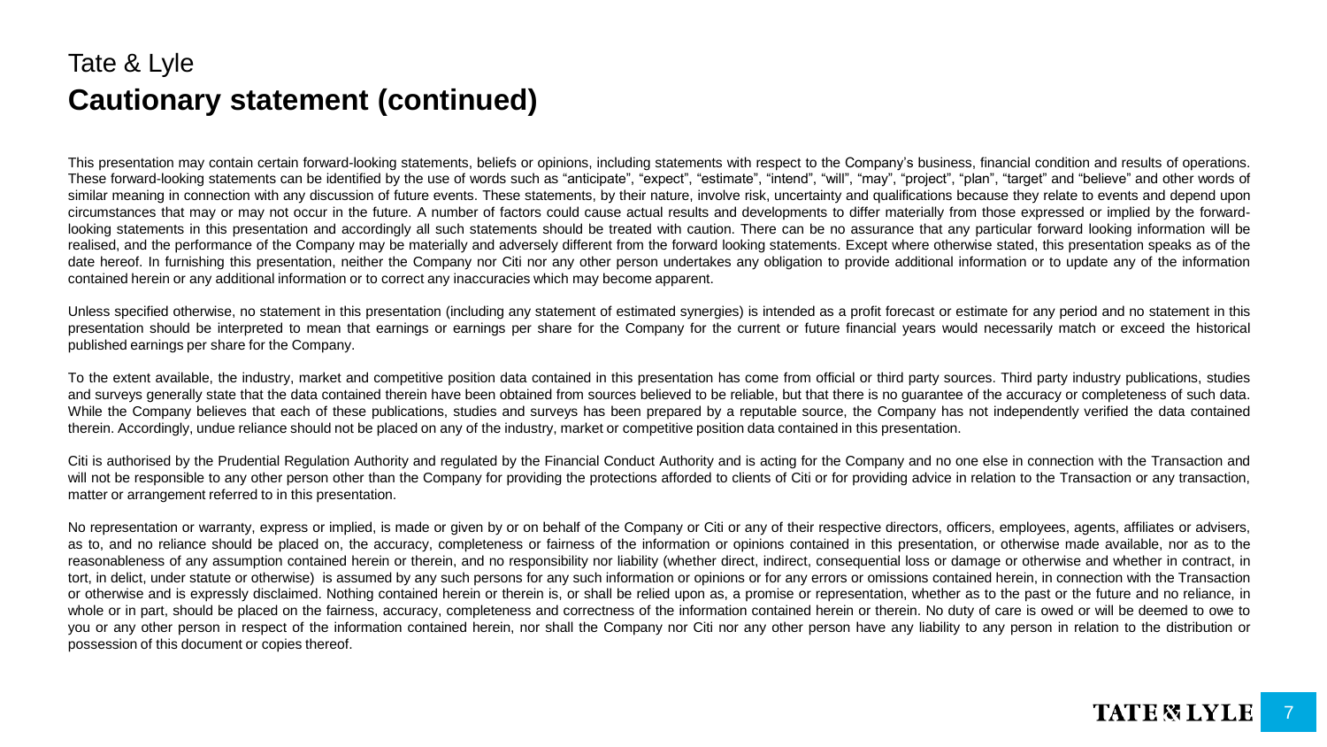# Tate & Lyle

## Cautionary statement (continued)

This presentation may contain certain forward-looking statements, beliefs or opinions, including statements with respect to the Company's business, financial condition and results of operations. These forward-looking statements can be identified by the use of words such as "anticipate", "expect", "estimate", "intend", "will", "may", "project", "plan", "target" and "believe" and other words of similar meaning in connection with any discussion of future events. These statements, by their nature, involve risk, uncertainty and qualifications because they relate to events and depend upon circumstances that may or may not occur in the future. A number of factors could cause actual results and developments to differ materially from those expressed or implied by the forward-looking statements in this presentation and accordingly all such statements should be treated with caution. There can be no assurance that any particular forward looking information will be realised, and the performance of the Company may be materially and adversely different from the forward looking statements. Except where otherwise stated, this presentation speaks as of the date hereof. In furnishing this presentation, neither the Company nor Citi nor any other person undertakes any obligation to provide additional information or to update any of the information contained herein or any additional information or to correct any inaccuracies which may become apparent.

Unless specified otherwise, no statement in this presentation (including any statement of estimated synergies) is intended as a profit forecast or estimate for any period and no statement in this presentation should be interpreted to mean that earnings or earnings per share for the Company for the current or future financial years would necessarily match or exceed the historical published earnings per share for the Company.

To the extent available, the industry, market and competitive position data contained in this presentation has come from official or third party sources. Third party industry publications, studies and surveys generally state that the data contained therein have been obtained from sources believed to be reliable, but that there is no guarantee of the accuracy or completeness of such data. While the Company believes that each of these publications, studies and surveys has been prepared by a reputable source, the Company has not independently verified the data contained therein. Accordingly, undue reliance should not be placed on any of the industry, market or competitive position data contained in this presentation.

Citi is authorised by the Prudential Regulation Authority and regulated by the Financial Conduct Authority and is acting for the Company and no one else in connection with the Transaction and will not be responsible to any other person other than the Company for providing the protections afforded to clients of Citi or for providing advice in relation to the Transaction or any transaction, matter or arrangement referred to in this presentation.

No representation or warranty, express or implied, is made or given by or on behalf of the Company or Citi or any of their respective directors, officers, employees, agents, affiliates or advisers, as to, and no reliance should be placed on, the accuracy, completeness or fairness of the information or opinions contained in this presentation, or otherwise made available, nor as to the reasonableness of any assumption contained herein or therein, and no responsibility nor liability (whether direct, indirect, consequential loss or damage or otherwise and whether in contract, in tort, in delict, under statute or otherwise) is assumed by any such persons for any such information or opinions or for any errors or omissions contained herein, in connection with the Transaction or otherwise and is expressly disclaimed. Nothing contained herein or therein is, or shall be relied upon as, a promise or representation, whether as to the past or the future and no reliance, in whole or in part, should be placed on the fairness, accuracy, completeness and correctness of the information contained herein or therein. No duty of care is owed or will be deemed to owe to you or any other person in respect of the information contained herein, nor shall the Company nor Citi nor any other person have any liability to any person in relation to the distribution or possession of this document or copies thereof.